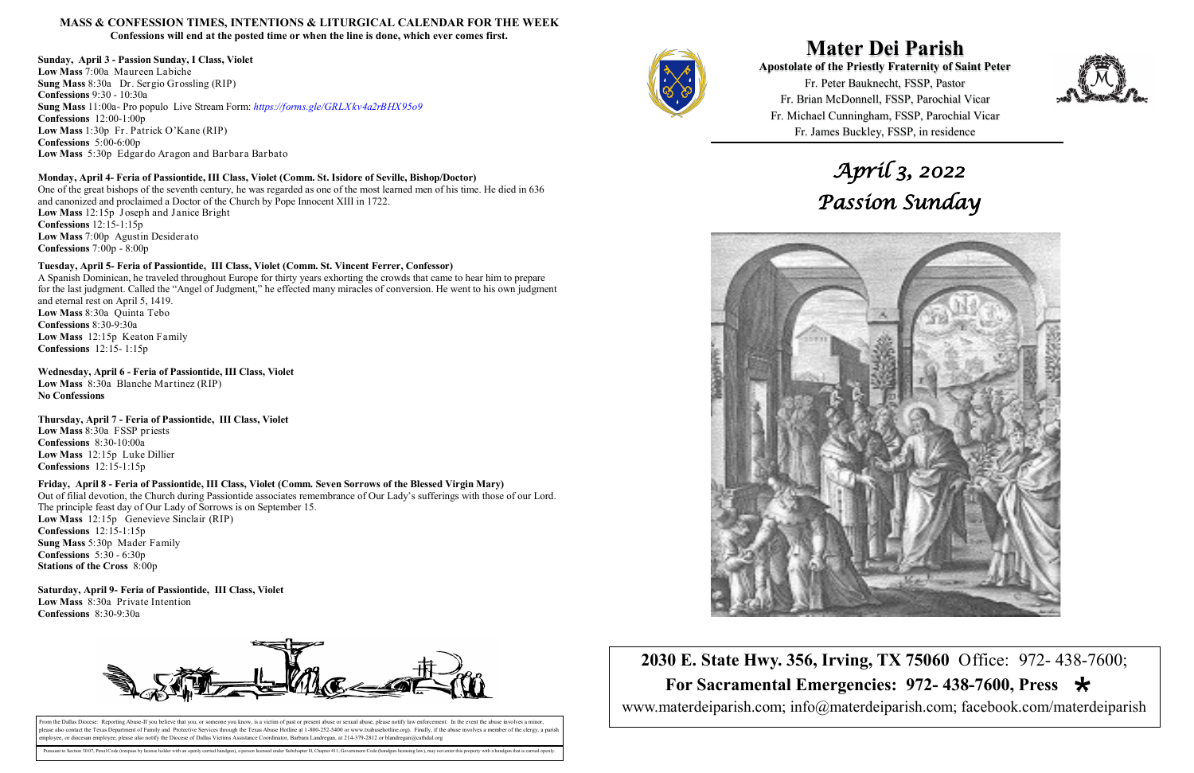## MASS & CONFESSION TIMES, INTENTIONS & LITURGICAL CALENDAR FOR THE WEEK

**Confessions will end at the posted time or when the line is done, which ever comes first.**

**Sunday, April 3 - Passion Sunday, I Class, Violet**
**Low Mass** 7:00a Maureen Labiche
**Sung Mass** 8:30a Dr. Sergio Grossling (RIP)
**Confessions** 9:30 - 10:30a
**Sung Mass** 11:00a- Pro populo Live Stream Form: *https://forms.gle/GRLXkv4a2rBHX95o9*
**Confessions** 12:00-1:00p
**Low Mass** 1:30p Fr. Patrick O'Kane (RIP)
**Confessions** 5:00-6:00p
**Low Mass** 5:30p Edgardo Aragon and Barbara Barbato

**Monday, April 4- Feria of Passiontide, III Class, Violet (Comm. St. Isidore of Seville, Bishop/Doctor)**
One of the great bishops of the seventh century, he was regarded as one of the most learned men of his time. He died in 636 and canonized and proclaimed a Doctor of the Church by Pope Innocent XIII in 1722.
**Low Mass** 12:15p Joseph and Janice Bright
**Confessions** 12:15-1:15p
**Low Mass** 7:00p Agustin Desiderato
**Confessions** 7:00p - 8:00p

**Tuesday, April 5- Feria of Passiontide, III Class, Violet (Comm. St. Vincent Ferrer, Confessor)**
A Spanish Dominican, he traveled throughout Europe for thirty years exhorting the crowds that came to hear him to prepare for the last judgment. Called the "Angel of Judgment," he effected many miracles of conversion. He went to his own judgment and eternal rest on April 5, 1419.
**Low Mass** 8:30a Quinta Tebo
**Confessions** 8:30-9:30a
**Low Mass** 12:15p Keaton Family
**Confessions** 12:15- 1:15p

**Wednesday, April 6 - Feria of Passiontide, III Class, Violet**
**Low Mass** 8:30a Blanche Martinez (RIP)
**No Confessions**

**Thursday, April 7 - Feria of Passiontide, III Class, Violet**
**Low Mass** 8:30a FSSP priests
**Confessions** 8:30-10:00a
**Low Mass** 12:15p Luke Dillier
**Confessions** 12:15-1:15p

**Friday, April 8 - Feria of Passiontide, III Class, Violet (Comm. Seven Sorrows of the Blessed Virgin Mary)**
Out of filial devotion, the Church during Passiontide associates remembrance of Our Lady's sufferings with those of our Lord. The principle feast day of Our Lady of Sorrows is on September 15.
**Low Mass** 12:15p Genevieve Sinclair (RIP)
**Confessions** 12:15-1:15p
**Sung Mass** 5:30p Mader Family
**Confessions** 5:30 - 6:30p
**Stations of the Cross** 8:00p

**Saturday, April 9- Feria of Passiontide, III Class, Violet**
**Low Mass** 8:30a Private Intention
**Confessions** 8:30-9:30a

From the Dallas Diocese: Reporting Abuse-If you believe that you, or someone you know, is a victim of past or present abuse or sexual abuse, please notify law enforcement. In the event the abuse involves a minor, please also contact the Texas Department of Family and Protective Services through the Texas Abuse Hotline at 1-800-252-5400 or www.txabusehotline.org). Finally, if the abuse involves a member of the clergy, a parish employee, or diocesan employee, please also notify the Diocese of Dallas Victims Assistance Coordinator, Barbara Landregan, at 214-379-2812 or blandregan@cathdal.org

Pursuant to Section 30.07, Penal Code (trespass by license holder with an openly carried handgun), a person licensed under Subchapter H, Chapter 411, Government Code (handgun licensing law), may not enter this property with a handgun that is carried openly.

# Mater Dei Parish

**Apostolate of the Priestly Fraternity of Saint Peter**

Fr. Peter Bauknecht, FSSP, Pastor
Fr. Brian McDonnell, FSSP, Parochial Vicar
Fr. Michael Cunningham, FSSP, Parochial Vicar
Fr. James Buckley, FSSP, in residence

## *April 3, 2022*
## *Passion Sunday*

**2030 E. State Hwy. 356, Irving, TX 75060** Office: 972- 438-7600;
**For Sacramental Emergencies: 972- 438-7600, Press \***
www.materdeiparish.com; info@materdeiparish.com; facebook.com/materdeiparish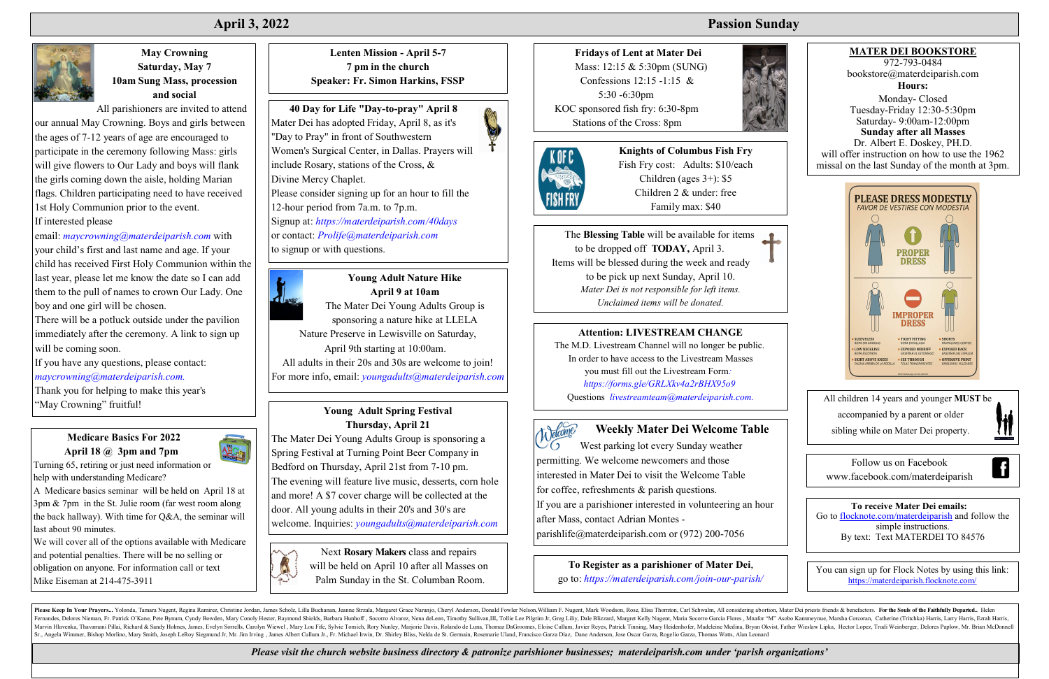April 3, 2022 — Passion Sunday

### May Crowning
**Saturday, May 7**
**10am Sung Mass, procession and social**

All parishioners are invited to attend our annual May Crowning. Boys and girls between the ages of 7-12 years of age are encouraged to participate in the ceremony following Mass: girls will give flowers to Our Lady and boys will flank the girls coming down the aisle, holding Marian flags. Children participating need to have received 1st Holy Communion prior to the event.
If interested please email: *maycrowning@materdeiparish.com* with your child's first and last name and age. If your child has received First Holy Communion within the last year, please let me know the date so I can add them to the pull of names to crown Our Lady. One boy and one girl will be chosen.
There will be a potluck outside under the pavilion immediately after the ceremony. A link to sign up will be coming soon.
If you have any questions, please contact: *maycrowning@materdeiparish.com.*
Thank you for helping to make this year's "May Crowning" fruitful!

### Medicare Basics For 2022
**April 18 @ 3pm and 7pm**

Turning 65, retiring or just need information or help with understanding Medicare?
A Medicare basics seminar will be held on April 18 at 3pm & 7pm in the St. Julie room (far west room along the back hallway). With time for Q&A, the seminar will last about 90 minutes.
We will cover all of the options available with Medicare and potential penalties. There will be no selling or obligation on anyone. For information call or text Mike Eiseman at 214-475-3911

### Lenten Mission - April 5-7
**7 pm in the church**
**Speaker: Fr. Simon Harkins, FSSP**

### 40 Day for Life "Day-to-pray" April 8

Mater Dei has adopted Friday, April 8, as it's "Day to Pray" in front of Southwestern Women's Surgical Center, in Dallas. Prayers will include Rosary, stations of the Cross, & Divine Mercy Chaplet.
Please consider signing up for an hour to fill the 12-hour period from 7a.m. to 7p.m.
Signup at: *https://materdeiparish.com/40days*
or contact: *Prolife@materdeiparish.com*
to signup or with questions.

### Young Adult Nature Hike
**April 9 at 10am**

The Mater Dei Young Adults Group is sponsoring a nature hike at LLELA Nature Preserve in Lewisville on Saturday, April 9th starting at 10:00am.
All adults in their 20s and 30s are welcome to join!
For more info, email: *youngadults@materdeiparish.com*

### Young Adult Spring Festival
**Thursday, April 21**

The Mater Dei Young Adults Group is sponsoring a Spring Festival at Turning Point Beer Company in Bedford on Thursday, April 21st from 7-10 pm.
The evening will feature live music, desserts, corn hole and more! A $7 cover charge will be collected at the door. All young adults in their 20's and 30's are welcome. Inquiries: *youngadults@materdeiparish.com*

Next **Rosary Makers** class and repairs will be held on April 10 after all Masses on Palm Sunday in the St. Columban Room.

### Fridays of Lent at Mater Dei

Mass: 12:15 & 5:30pm (SUNG)
Confessions 12:15 -1:15 & 5:30 -6:30pm
KOC sponsored fish fry: 6:30-8pm
Stations of the Cross: 8pm

### Knights of Columbus Fish Fry

Fish Fry cost: Adults: $10/each
Children (ages 3+): $5
Children 2 & under: free
Family max: $40

The **Blessing Table** will be available for items to be dropped off **TODAY,** April 3.
Items will be blessed during the week and ready to be pick up next Sunday, April 10.
*Mater Dei is not responsible for left items.*
*Unclaimed items will be donated.*

### Attention: LIVESTREAM CHANGE

The M.D. Livestream Channel will no longer be public.
In order to have access to the Livestream Masses you must fill out the Livestream Form*:*
*https://forms.gle/GRLXkv4a2rBHX9o9*
Questions *livestreamteam@materdeiparish.com.*

### Weekly Mater Dei Welcome Table

West parking lot every Sunday weather permitting. We welcome newcomers and those interested in Mater Dei to visit the Welcome Table for coffee, refreshments & parish questions.
If you are a parishioner interested in volunteering an hour after Mass, contact Adrian Montes - parishlife@materdeiparish.com or (972) 200-7056

**To Register as a parishioner of Mater Dei**, go to: *https://materdeiparish.com/join-our-parish/*

### MATER DEI BOOKSTORE

972-793-0484
bookstore@materdeiparish.com
**Hours:**
Monday- Closed
Tuesday-Friday 12:30-5:30pm
Saturday- 9:00am-12:00pm
**Sunday after all Masses**
Dr. Albert E. Doskey, PH.D. will offer instruction on how to use the 1962 missal on the last Sunday of the month at 3pm.

**PLEASE DRESS MODESTLY**
*FAVOR DE VESTIRSE CON MODESTIA*
PROPER DRESS
IMPROPER DRESS

All children 14 years and younger **MUST** be accompanied by a parent or older sibling while on Mater Dei property.

Follow us on Facebook
www.facebook.com/materdeiparish

**To receive Mater Dei emails:**
Go to flocknote.com/materdeiparish and follow the simple instructions.
By text: Text MATERDEI TO 84576

You can sign up for Flock Notes by using this link: https://materdeiparish.flocknote.com/

**Please Keep In Your Prayers...** Yolonda, Tamara Nugent, Regina Ramirez, Christine Jordan, James Scholz, Lilla Buchanan, Jeanne Strzala, Margaret Grace Naranjo, Cheryl Anderson, Donald Fowler Nelson,William F. Nugent, Mark Woodson, Rose, Elisa Thornton, Carl Schwalm, All considering abortion, Mater Dei priests friends & benefactors. **For the Souls of the Faithfully Departed..** Helen Fernandes, Delores Nieman, Fr. Patrick O'Kane, Pete Bynum, Cyndy Bowden, Mary Conoly Hester, Raymond Shields, Barbara Hunhoff , Socorro Alvarez, Nena deLeon, Timothy Sullivan,III, Tollie Lee Pilgrim Jr, Greg Liliy, Dale Blizzard, Margret Kelly Nugent, Maria Socorro Garcia Flores , Mnafor "M" Asobo Kammeynue, Marsha Corcoran, Catherine (Tritchka) Harris, Larry Harris, Ezrah Harris, Marvin Hlavenka, Thavamani Pillai, Richard & Sandy Holmes, James, Evelyn Sorrells, Carolyn Wiewel , Mary Lou Fife, Sylvie Tomich, Rory Nunley, Marjorie Davis, Rolando de Luna, Thomaz DaGroomes, Eloise Cullum, Javier Reyes, Patrick Tinning, Mary Heidenhofer, Madeleine Medina, Bryan Okvist, Father Wieslaw Lipka, Hector Lopez, Trudi Weinberger, Delores Paplow, Mr. Brian McDonnell Sr., Angela Wimmer, Bishop Morlino, Mary Smith, Joseph LeRoy Siegmund Jr, Mr. Jim Irving , James Albert Cullum Jr., Fr. Michael Irwin, Dr. Shirley Bliss, Nelda de St. Germain, Rosemarie Uland, Francisco Garza Diaz, Dane Anderson, Jose Oscar Garza, Rogelio Garza, Thomas Watts, Alan Leonard

*Please visit the church website business directory & patronize parishioner businesses; materdeiparish.com under 'parish organizations'*